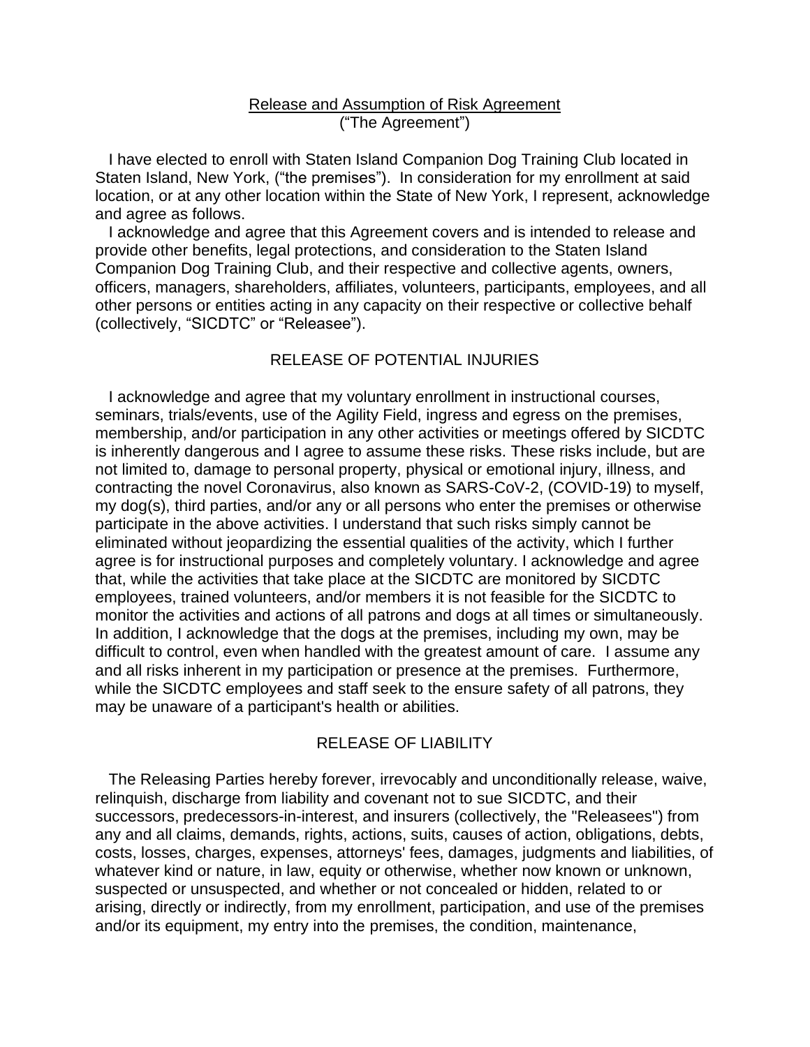# Release and Assumption of Risk Agreement
("The Agreement")

I have elected to enroll with Staten Island Companion Dog Training Club located in Staten Island, New York, ("the premises"). In consideration for my enrollment at said location, or at any other location within the State of New York, I represent, acknowledge and agree as follows.

I acknowledge and agree that this Agreement covers and is intended to release and provide other benefits, legal protections, and consideration to the Staten Island Companion Dog Training Club, and their respective and collective agents, owners, officers, managers, shareholders, affiliates, volunteers, participants, employees, and all other persons or entities acting in any capacity on their respective or collective behalf (collectively, "SICDTC" or "Releasee").

## RELEASE OF POTENTIAL INJURIES

I acknowledge and agree that my voluntary enrollment in instructional courses, seminars, trials/events, use of the Agility Field, ingress and egress on the premises, membership, and/or participation in any other activities or meetings offered by SICDTC is inherently dangerous and I agree to assume these risks. These risks include, but are not limited to, damage to personal property, physical or emotional injury, illness, and contracting the novel Coronavirus, also known as SARS-CoV-2, (COVID-19) to myself, my dog(s), third parties, and/or any or all persons who enter the premises or otherwise participate in the above activities. I understand that such risks simply cannot be eliminated without jeopardizing the essential qualities of the activity, which I further agree is for instructional purposes and completely voluntary. I acknowledge and agree that, while the activities that take place at the SICDTC are monitored by SICDTC employees, trained volunteers, and/or members it is not feasible for the SICDTC to monitor the activities and actions of all patrons and dogs at all times or simultaneously. In addition, I acknowledge that the dogs at the premises, including my own, may be difficult to control, even when handled with the greatest amount of care. I assume any and all risks inherent in my participation or presence at the premises. Furthermore, while the SICDTC employees and staff seek to the ensure safety of all patrons, they may be unaware of a participant's health or abilities.

## RELEASE OF LIABILITY

The Releasing Parties hereby forever, irrevocably and unconditionally release, waive, relinquish, discharge from liability and covenant not to sue SICDTC, and their successors, predecessors-in-interest, and insurers (collectively, the "Releasees") from any and all claims, demands, rights, actions, suits, causes of action, obligations, debts, costs, losses, charges, expenses, attorneys' fees, damages, judgments and liabilities, of whatever kind or nature, in law, equity or otherwise, whether now known or unknown, suspected or unsuspected, and whether or not concealed or hidden, related to or arising, directly or indirectly, from my enrollment, participation, and use of the premises and/or its equipment, my entry into the premises, the condition, maintenance,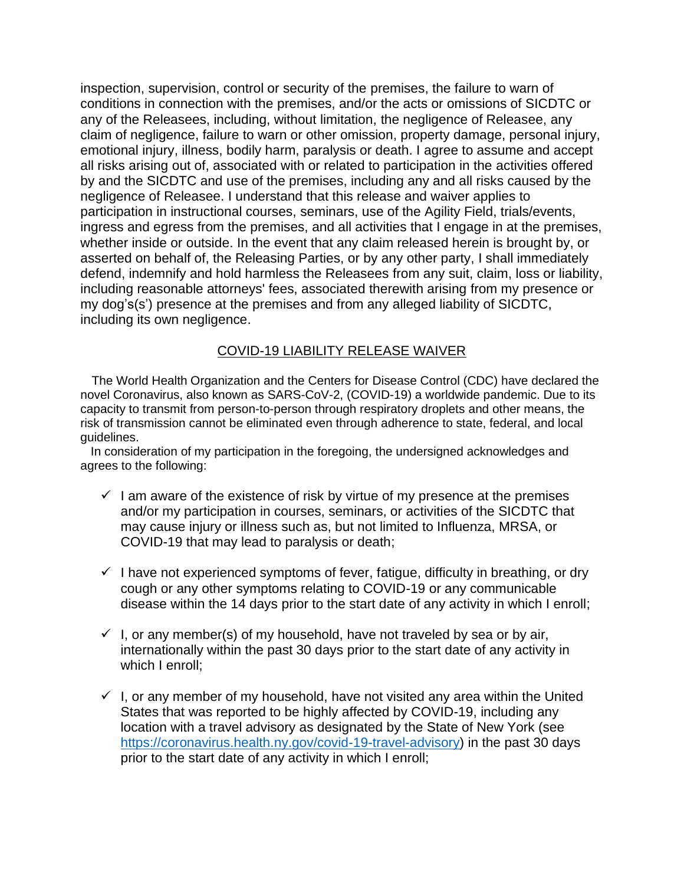inspection, supervision, control or security of the premises, the failure to warn of conditions in connection with the premises, and/or the acts or omissions of SICDTC or any of the Releasees, including, without limitation, the negligence of Releasee, any claim of negligence, failure to warn or other omission, property damage, personal injury, emotional injury, illness, bodily harm, paralysis or death. I agree to assume and accept all risks arising out of, associated with or related to participation in the activities offered by and the SICDTC and use of the premises, including any and all risks caused by the negligence of Releasee. I understand that this release and waiver applies to participation in instructional courses, seminars, use of the Agility Field, trials/events, ingress and egress from the premises, and all activities that I engage in at the premises, whether inside or outside. In the event that any claim released herein is brought by, or asserted on behalf of, the Releasing Parties, or by any other party, I shall immediately defend, indemnify and hold harmless the Releasees from any suit, claim, loss or liability, including reasonable attorneys' fees, associated therewith arising from my presence or my dog's(s') presence at the premises and from any alleged liability of SICDTC, including its own negligence.

## COVID-19 LIABILITY RELEASE WAIVER

The World Health Organization and the Centers for Disease Control (CDC) have declared the novel Coronavirus, also known as SARS-CoV-2, (COVID-19) a worldwide pandemic. Due to its capacity to transmit from person-to-person through respiratory droplets and other means, the risk of transmission cannot be eliminated even through adherence to state, federal, and local guidelines.

In consideration of my participation in the foregoing, the undersigned acknowledges and agrees to the following:

- ✓ I am aware of the existence of risk by virtue of my presence at the premises and/or my participation in courses, seminars, or activities of the SICDTC that may cause injury or illness such as, but not limited to Influenza, MRSA, or COVID-19 that may lead to paralysis or death;
- ✓ I have not experienced symptoms of fever, fatigue, difficulty in breathing, or dry cough or any other symptoms relating to COVID-19 or any communicable disease within the 14 days prior to the start date of any activity in which I enroll;
- ✓ I, or any member(s) of my household, have not traveled by sea or by air, internationally within the past 30 days prior to the start date of any activity in which I enroll;
- ✓ I, or any member of my household, have not visited any area within the United States that was reported to be highly affected by COVID-19, including any location with a travel advisory as designated by the State of New York (see [https://coronavirus.health.ny.gov/covid-19-travel-advisory](https://coronavirus.health.ny.gov/covid-19-travel-advisory)) in the past 30 days prior to the start date of any activity in which I enroll;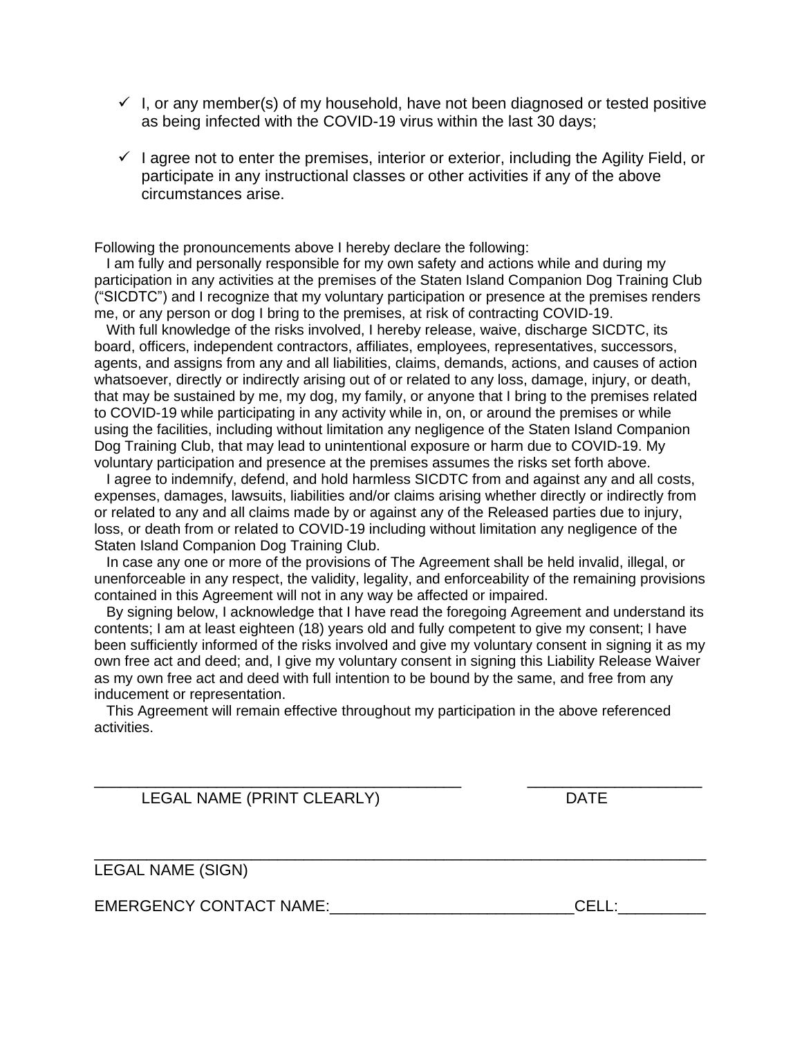- ✓ I, or any member(s) of my household, have not been diagnosed or tested positive as being infected with the COVID-19 virus within the last 30 days;

- ✓ I agree not to enter the premises, interior or exterior, including the Agility Field, or participate in any instructional classes or other activities if any of the above circumstances arise.

Following the pronouncements above I hereby declare the following:

I am fully and personally responsible for my own safety and actions while and during my participation in any activities at the premises of the Staten Island Companion Dog Training Club ("SICDTC") and I recognize that my voluntary participation or presence at the premises renders me, or any person or dog I bring to the premises, at risk of contracting COVID-19.

With full knowledge of the risks involved, I hereby release, waive, discharge SICDTC, its board, officers, independent contractors, affiliates, employees, representatives, successors, agents, and assigns from any and all liabilities, claims, demands, actions, and causes of action whatsoever, directly or indirectly arising out of or related to any loss, damage, injury, or death, that may be sustained by me, my dog, my family, or anyone that I bring to the premises related to COVID-19 while participating in any activity while in, on, or around the premises or while using the facilities, including without limitation any negligence of the Staten Island Companion Dog Training Club, that may lead to unintentional exposure or harm due to COVID-19. My voluntary participation and presence at the premises assumes the risks set forth above.

I agree to indemnify, defend, and hold harmless SICDTC from and against any and all costs, expenses, damages, lawsuits, liabilities and/or claims arising whether directly or indirectly from or related to any and all claims made by or against any of the Released parties due to injury, loss, or death from or related to COVID-19 including without limitation any negligence of the Staten Island Companion Dog Training Club.

In case any one or more of the provisions of The Agreement shall be held invalid, illegal, or unenforceable in any respect, the validity, legality, and enforceability of the remaining provisions contained in this Agreement will not in any way be affected or impaired.

By signing below, I acknowledge that I have read the foregoing Agreement and understand its contents; I am at least eighteen (18) years old and fully competent to give my consent; I have been sufficiently informed of the risks involved and give my voluntary consent in signing it as my own free act and deed; and, I give my voluntary consent in signing this Liability Release Waiver as my own free act and deed with full intention to be bound by the same, and free from any inducement or representation.

This Agreement will remain effective throughout my participation in the above referenced activities.

\_\_\_\_\_\_\_\_\_\_\_\_\_\_\_\_\_\_\_\_\_\_\_\_\_\_\_\_\_\_\_\_\_\_\_\_\_\_\_\_\_\_\_ \_\_\_\_\_\_\_\_\_\_\_\_\_\_\_\_\_\_\_\_

LEGAL NAME (PRINT CLEARLY) DATE

\_\_\_\_\_\_\_\_\_\_\_\_\_\_\_\_\_\_\_\_\_\_\_\_\_\_\_\_\_\_\_\_\_\_\_\_\_\_\_\_\_\_\_\_\_\_\_\_\_\_\_\_\_\_\_\_\_\_\_\_\_\_\_\_\_\_\_\_\_

LEGAL NAME (SIGN)

EMERGENCY CONTACT NAME:\_\_\_\_\_\_\_\_\_\_\_\_\_\_\_\_\_\_\_\_\_\_\_\_\_\_\_\_CELL:\_\_\_\_\_\_\_\_\_\_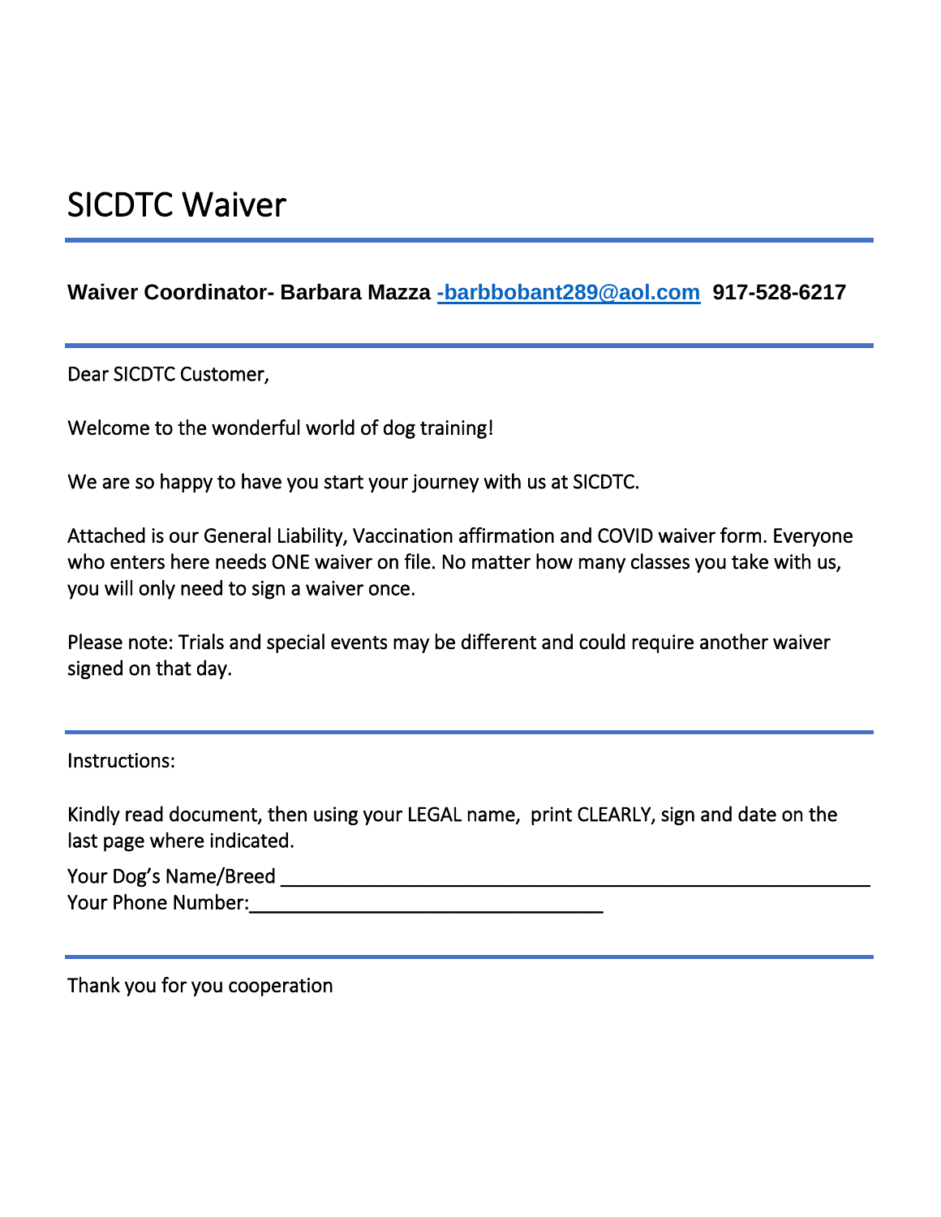# SICDTC Waiver

---

**Waiver Coordinator- Barbara Mazza -barbbobant289@aol.com 917-528-6217**

---

Dear SICDTC Customer,

Welcome to the wonderful world of dog training!

We are so happy to have you start your journey with us at SICDTC.

Attached is our General Liability, Vaccination affirmation and COVID waiver form. Everyone who enters here needs ONE waiver on file. No matter how many classes you take with us, you will only need to sign a waiver once.

Please note: Trials and special events may be different and could require another waiver signed on that day.

---

Instructions:

Kindly read document, then using your LEGAL name, print CLEARLY, sign and date on the last page where indicated.

Your Dog's Name/Breed ___________________________________________________________
Your Phone Number:_________________________________

---

Thank you for you cooperation